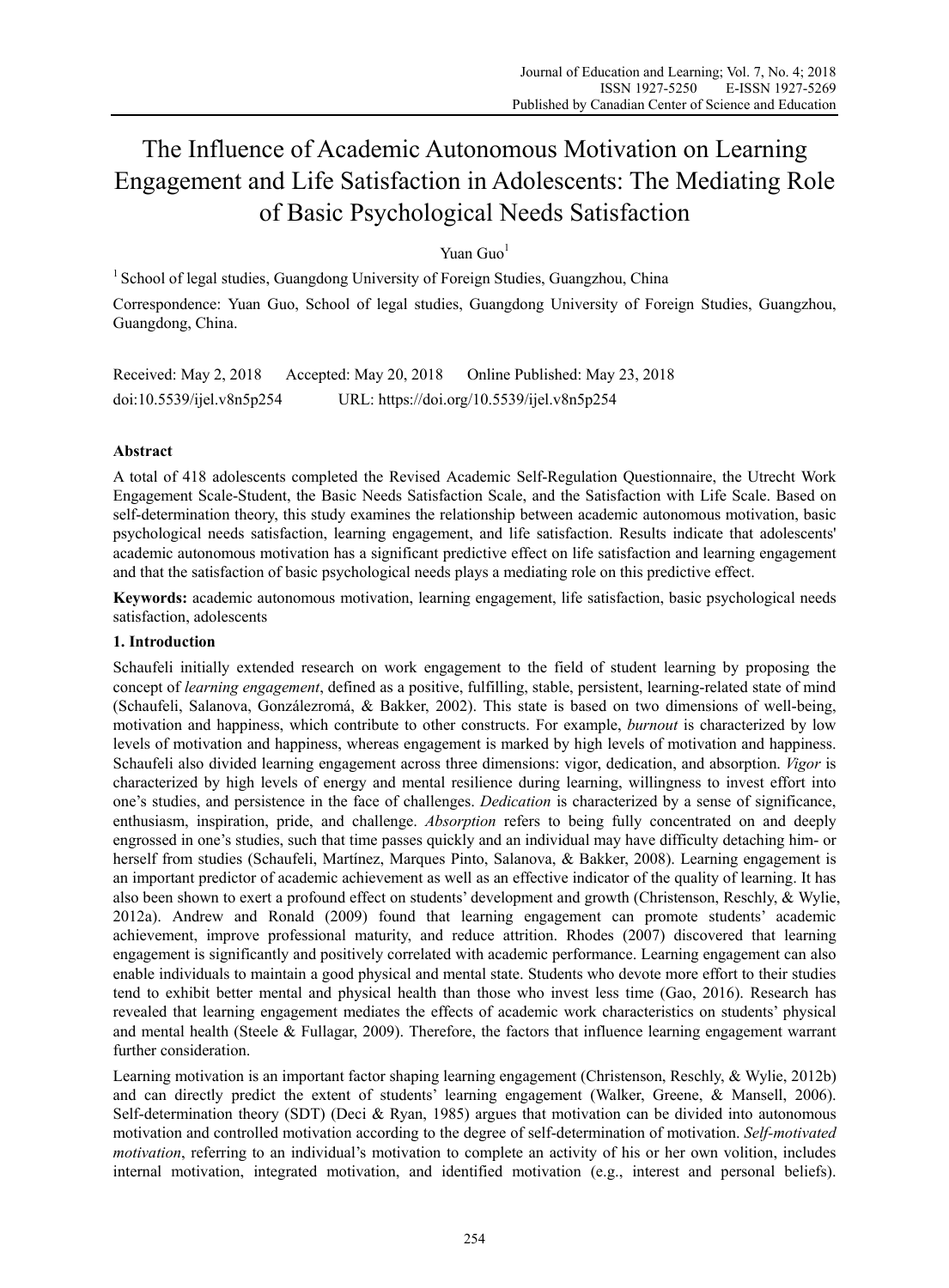# The Influence of Academic Autonomous Motivation on Learning Engagement and Life Satisfaction in Adolescents: The Mediating Role of Basic Psychological Needs Satisfaction

Yuan Guo[1]

[1] School of legal studies, Guangdong University of Foreign Studies, Guangzhou, China

Correspondence: Yuan Guo, School of legal studies, Guangdong University of Foreign Studies, Guangzhou, Guangdong, China.

Received: May 2, 2018 Accepted: May 20, 2018 Online Published: May 23, 2018

doi:10.5539/ijel.v8n5p254 URL: https://doi.org/10.5539/ijel.v8n5p254

## Abstract

A total of 418 adolescents completed the Revised Academic Self-Regulation Questionnaire, the Utrecht Work Engagement Scale-Student, the Basic Needs Satisfaction Scale, and the Satisfaction with Life Scale. Based on self-determination theory, this study examines the relationship between academic autonomous motivation, basic psychological needs satisfaction, learning engagement, and life satisfaction. Results indicate that adolescents' academic autonomous motivation has a significant predictive effect on life satisfaction and learning engagement and that the satisfaction of basic psychological needs plays a mediating role on this predictive effect.

**Keywords:** academic autonomous motivation, learning engagement, life satisfaction, basic psychological needs satisfaction, adolescents

## 1. Introduction

Schaufeli initially extended research on work engagement to the field of student learning by proposing the concept of *learning engagement*, defined as a positive, fulfilling, stable, persistent, learning-related state of mind (Schaufeli, Salanova, Gonzálezromá, & Bakker, 2002). This state is based on two dimensions of well-being, motivation and happiness, which contribute to other constructs. For example, *burnout* is characterized by low levels of motivation and happiness, whereas engagement is marked by high levels of motivation and happiness. Schaufeli also divided learning engagement across three dimensions: vigor, dedication, and absorption. *Vigor* is characterized by high levels of energy and mental resilience during learning, willingness to invest effort into one's studies, and persistence in the face of challenges. *Dedication* is characterized by a sense of significance, enthusiasm, inspiration, pride, and challenge. *Absorption* refers to being fully concentrated on and deeply engrossed in one's studies, such that time passes quickly and an individual may have difficulty detaching him- or herself from studies (Schaufeli, Martínez, Marques Pinto, Salanova, & Bakker, 2008). Learning engagement is an important predictor of academic achievement as well as an effective indicator of the quality of learning. It has also been shown to exert a profound effect on students' development and growth (Christenson, Reschly, & Wylie, 2012a). Andrew and Ronald (2009) found that learning engagement can promote students' academic achievement, improve professional maturity, and reduce attrition. Rhodes (2007) discovered that learning engagement is significantly and positively correlated with academic performance. Learning engagement can also enable individuals to maintain a good physical and mental state. Students who devote more effort to their studies tend to exhibit better mental and physical health than those who invest less time (Gao, 2016). Research has revealed that learning engagement mediates the effects of academic work characteristics on students' physical and mental health (Steele & Fullagar, 2009). Therefore, the factors that influence learning engagement warrant further consideration.

Learning motivation is an important factor shaping learning engagement (Christenson, Reschly, & Wylie, 2012b) and can directly predict the extent of students' learning engagement (Walker, Greene, & Mansell, 2006). Self-determination theory (SDT) (Deci & Ryan, 1985) argues that motivation can be divided into autonomous motivation and controlled motivation according to the degree of self-determination of motivation. *Self-motivated motivation*, referring to an individual's motivation to complete an activity of his or her own volition, includes internal motivation, integrated motivation, and identified motivation (e.g., interest and personal beliefs).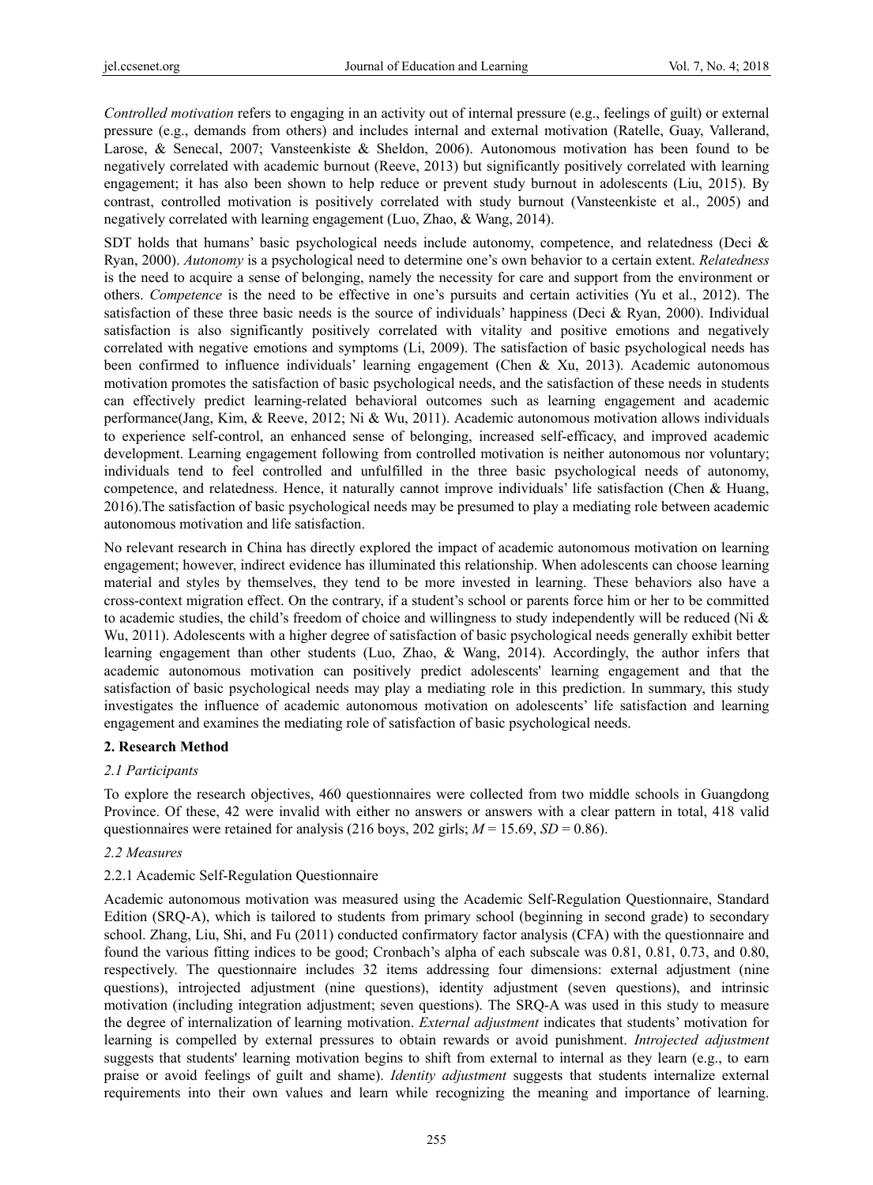*Controlled motivation* refers to engaging in an activity out of internal pressure (e.g., feelings of guilt) or external pressure (e.g., demands from others) and includes internal and external motivation (Ratelle, Guay, Vallerand, Larose, & Senecal, 2007; Vansteenkiste & Sheldon, 2006). Autonomous motivation has been found to be negatively correlated with academic burnout (Reeve, 2013) but significantly positively correlated with learning engagement; it has also been shown to help reduce or prevent study burnout in adolescents (Liu, 2015). By contrast, controlled motivation is positively correlated with study burnout (Vansteenkiste et al., 2005) and negatively correlated with learning engagement (Luo, Zhao, & Wang, 2014).

SDT holds that humans' basic psychological needs include autonomy, competence, and relatedness (Deci & Ryan, 2000). *Autonomy* is a psychological need to determine one's own behavior to a certain extent. *Relatedness* is the need to acquire a sense of belonging, namely the necessity for care and support from the environment or others. *Competence* is the need to be effective in one's pursuits and certain activities (Yu et al., 2012). The satisfaction of these three basic needs is the source of individuals' happiness (Deci & Ryan, 2000). Individual satisfaction is also significantly positively correlated with vitality and positive emotions and negatively correlated with negative emotions and symptoms (Li, 2009). The satisfaction of basic psychological needs has been confirmed to influence individuals' learning engagement (Chen & Xu, 2013). Academic autonomous motivation promotes the satisfaction of basic psychological needs, and the satisfaction of these needs in students can effectively predict learning-related behavioral outcomes such as learning engagement and academic performance(Jang, Kim, & Reeve, 2012; Ni & Wu, 2011). Academic autonomous motivation allows individuals to experience self-control, an enhanced sense of belonging, increased self-efficacy, and improved academic development. Learning engagement following from controlled motivation is neither autonomous nor voluntary; individuals tend to feel controlled and unfulfilled in the three basic psychological needs of autonomy, competence, and relatedness. Hence, it naturally cannot improve individuals' life satisfaction (Chen & Huang, 2016).The satisfaction of basic psychological needs may be presumed to play a mediating role between academic autonomous motivation and life satisfaction.

No relevant research in China has directly explored the impact of academic autonomous motivation on learning engagement; however, indirect evidence has illuminated this relationship. When adolescents can choose learning material and styles by themselves, they tend to be more invested in learning. These behaviors also have a cross-context migration effect. On the contrary, if a student's school or parents force him or her to be committed to academic studies, the child's freedom of choice and willingness to study independently will be reduced (Ni & Wu, 2011). Adolescents with a higher degree of satisfaction of basic psychological needs generally exhibit better learning engagement than other students (Luo, Zhao, & Wang, 2014). Accordingly, the author infers that academic autonomous motivation can positively predict adolescents' learning engagement and that the satisfaction of basic psychological needs may play a mediating role in this prediction. In summary, this study investigates the influence of academic autonomous motivation on adolescents' life satisfaction and learning engagement and examines the mediating role of satisfaction of basic psychological needs.

## 2. Research Method

### *2.1 Participants*

To explore the research objectives, 460 questionnaires were collected from two middle schools in Guangdong Province. Of these, 42 were invalid with either no answers or answers with a clear pattern in total, 418 valid questionnaires were retained for analysis (216 boys, 202 girls; $M = 15.69$, $SD = 0.86$).

### *2.2 Measures*

#### 2.2.1 Academic Self-Regulation Questionnaire

Academic autonomous motivation was measured using the Academic Self-Regulation Questionnaire, Standard Edition (SRQ-A), which is tailored to students from primary school (beginning in second grade) to secondary school. Zhang, Liu, Shi, and Fu (2011) conducted confirmatory factor analysis (CFA) with the questionnaire and found the various fitting indices to be good; Cronbach's alpha of each subscale was 0.81, 0.81, 0.73, and 0.80, respectively. The questionnaire includes 32 items addressing four dimensions: external adjustment (nine questions), introjected adjustment (nine questions), identity adjustment (seven questions), and intrinsic motivation (including integration adjustment; seven questions). The SRQ-A was used in this study to measure the degree of internalization of learning motivation. *External adjustment* indicates that students' motivation for learning is compelled by external pressures to obtain rewards or avoid punishment. *Introjected adjustment* suggests that students' learning motivation begins to shift from external to internal as they learn (e.g., to earn praise or avoid feelings of guilt and shame). *Identity adjustment* suggests that students internalize external requirements into their own values and learn while recognizing the meaning and importance of learning.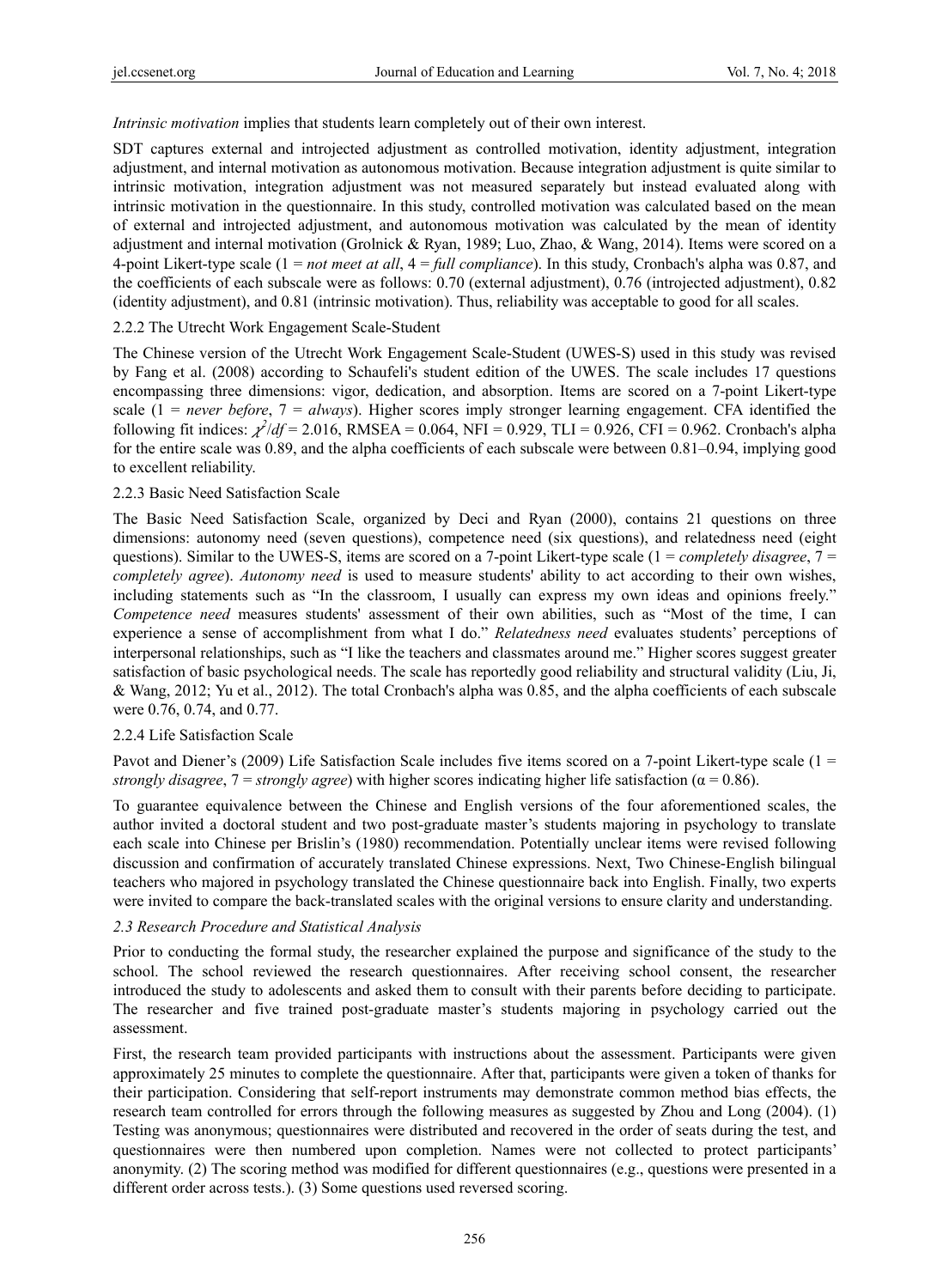*Intrinsic motivation* implies that students learn completely out of their own interest.

SDT captures external and introjected adjustment as controlled motivation, identity adjustment, integration adjustment, and internal motivation as autonomous motivation. Because integration adjustment is quite similar to intrinsic motivation, integration adjustment was not measured separately but instead evaluated along with intrinsic motivation in the questionnaire. In this study, controlled motivation was calculated based on the mean of external and introjected adjustment, and autonomous motivation was calculated by the mean of identity adjustment and internal motivation (Grolnick & Ryan, 1989; Luo, Zhao, & Wang, 2014). Items were scored on a 4-point Likert-type scale (1 = *not meet at all*, 4 = *full compliance*). In this study, Cronbach's alpha was 0.87, and the coefficients of each subscale were as follows: 0.70 (external adjustment), 0.76 (introjected adjustment), 0.82 (identity adjustment), and 0.81 (intrinsic motivation). Thus, reliability was acceptable to good for all scales.

#### 2.2.2 The Utrecht Work Engagement Scale-Student

The Chinese version of the Utrecht Work Engagement Scale-Student (UWES-S) used in this study was revised by Fang et al. (2008) according to Schaufeli's student edition of the UWES. The scale includes 17 questions encompassing three dimensions: vigor, dedication, and absorption. Items are scored on a 7-point Likert-type scale (1 = *never before*, 7 = *always*). Higher scores imply stronger learning engagement. CFA identified the following fit indices: $\chi^2/df = 2.016$, RMSEA = 0.064, NFI = 0.929, TLI = 0.926, CFI = 0.962. Cronbach's alpha for the entire scale was 0.89, and the alpha coefficients of each subscale were between 0.81–0.94, implying good to excellent reliability.

#### 2.2.3 Basic Need Satisfaction Scale

The Basic Need Satisfaction Scale, organized by Deci and Ryan (2000), contains 21 questions on three dimensions: autonomy need (seven questions), competence need (six questions), and relatedness need (eight questions). Similar to the UWES-S, items are scored on a 7-point Likert-type scale (1 = *completely disagree*, 7 = *completely agree*). *Autonomy need* is used to measure students' ability to act according to their own wishes, including statements such as "In the classroom, I usually can express my own ideas and opinions freely." *Competence need* measures students' assessment of their own abilities, such as "Most of the time, I can experience a sense of accomplishment from what I do." *Relatedness need* evaluates students' perceptions of interpersonal relationships, such as "I like the teachers and classmates around me." Higher scores suggest greater satisfaction of basic psychological needs. The scale has reportedly good reliability and structural validity (Liu, Ji, & Wang, 2012; Yu et al., 2012). The total Cronbach's alpha was 0.85, and the alpha coefficients of each subscale were 0.76, 0.74, and 0.77.

#### 2.2.4 Life Satisfaction Scale

Pavot and Diener's (2009) Life Satisfaction Scale includes five items scored on a 7-point Likert-type scale (1 = *strongly disagree*, 7 = *strongly agree*) with higher scores indicating higher life satisfaction ($\alpha = 0.86$).

To guarantee equivalence between the Chinese and English versions of the four aforementioned scales, the author invited a doctoral student and two post-graduate master's students majoring in psychology to translate each scale into Chinese per Brislin's (1980) recommendation. Potentially unclear items were revised following discussion and confirmation of accurately translated Chinese expressions. Next, Two Chinese-English bilingual teachers who majored in psychology translated the Chinese questionnaire back into English. Finally, two experts were invited to compare the back-translated scales with the original versions to ensure clarity and understanding.

### *2.3 Research Procedure and Statistical Analysis*

Prior to conducting the formal study, the researcher explained the purpose and significance of the study to the school. The school reviewed the research questionnaires. After receiving school consent, the researcher introduced the study to adolescents and asked them to consult with their parents before deciding to participate. The researcher and five trained post-graduate master's students majoring in psychology carried out the assessment.

First, the research team provided participants with instructions about the assessment. Participants were given approximately 25 minutes to complete the questionnaire. After that, participants were given a token of thanks for their participation. Considering that self-report instruments may demonstrate common method bias effects, the research team controlled for errors through the following measures as suggested by Zhou and Long (2004). (1) Testing was anonymous; questionnaires were distributed and recovered in the order of seats during the test, and questionnaires were then numbered upon completion. Names were not collected to protect participants' anonymity. (2) The scoring method was modified for different questionnaires (e.g., questions were presented in a different order across tests.). (3) Some questions used reversed scoring.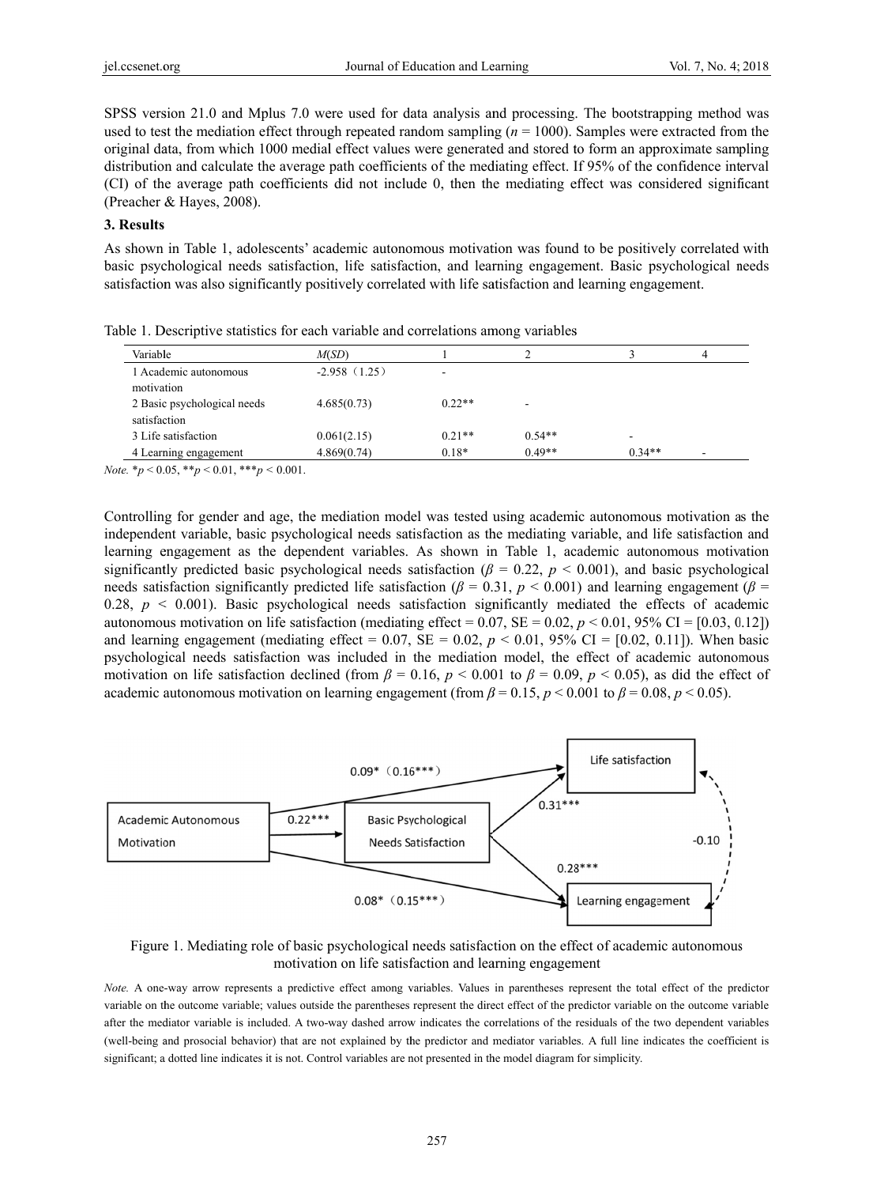SPSS version 21.0 and Mplus 7.0 were used for data analysis and processing. The bootstrapping method was used to test the mediation effect through repeated random sampling ($n$ = 1000). Samples were extracted from the original data, from which 1000 medial effect values were generated and stored to form an approximate sampling distribution and calculate the average path coefficients of the mediating effect. If 95% of the confidence interval (CI) of the average path coefficients did not include 0, then the mediating effect was considered significant (Preacher & Hayes, 2008).

## 3. Results

As shown in Table 1, adolescents' academic autonomous motivation was found to be positively correlated with basic psychological needs satisfaction, life satisfaction, and learning engagement. Basic psychological needs satisfaction was also significantly positively correlated with life satisfaction and learning engagement.

Table 1. Descriptive statistics for each variable and correlations among variables

| Variable | $M(SD)$ | 1 | 2 | 3 | 4 |
|---|---|---|---|---|---|
| 1 Academic autonomous motivation | -2.958（1.25） | - | | | |
| 2 Basic psychological needs satisfaction | 4.685(0.73) | 0.22** | - | | |
| 3 Life satisfaction | 0.061(2.15) | 0.21** | 0.54** | - | |
| 4 Learning engagement | 4.869(0.74) | 0.18* | 0.49** | 0.34** | - |

*Note.* *$p < 0.05$, **$p < 0.01$, ***$p < 0.001$.

Controlling for gender and age, the mediation model was tested using academic autonomous motivation as the independent variable, basic psychological needs satisfaction as the mediating variable, and life satisfaction and learning engagement as the dependent variables. As shown in Table 1, academic autonomous motivation significantly predicted basic psychological needs satisfaction ($\beta$ = 0.22, $p < 0.001$), and basic psychological needs satisfaction significantly predicted life satisfaction ($\beta$ = 0.31, $p < 0.001$) and learning engagement ($\beta$ = 0.28, $p < 0.001$). Basic psychological needs satisfaction significantly mediated the effects of academic autonomous motivation on life satisfaction (mediating effect = 0.07, SE = 0.02, $p < 0.01$, 95% CI = [0.03, 0.12]) and learning engagement (mediating effect = 0.07, SE = 0.02, $p < 0.01$, 95% CI = [0.02, 0.11]). When basic psychological needs satisfaction was included in the mediation model, the effect of academic autonomous motivation on life satisfaction declined (from $\beta$ = 0.16, $p < 0.001$ to $\beta$ = 0.09, $p < 0.05$), as did the effect of academic autonomous motivation on learning engagement (from $\beta$ = 0.15, $p < 0.001$ to $\beta$ = 0.08, $p < 0.05$).

Academic Autonomous Motivation → Basic Psychological Needs Satisfaction: 0.22***
Basic Psychological Needs Satisfaction → Life satisfaction: 0.31***
Basic Psychological Needs Satisfaction → Learning engagement: 0.28***
Academic Autonomous Motivation → Life satisfaction: 0.09*（0.16***）
Academic Autonomous Motivation → Learning engagement: 0.08*（0.15***）
Life satisfaction ↔ Learning engagement: -0.10

Figure 1. Mediating role of basic psychological needs satisfaction on the effect of academic autonomous motivation on life satisfaction and learning engagement

*Note.* A one-way arrow represents a predictive effect among variables. Values in parentheses represent the total effect of the predictor variable on the outcome variable; values outside the parentheses represent the direct effect of the predictor variable on the outcome variable after the mediator variable is included. A two-way dashed arrow indicates the correlations of the residuals of the two dependent variables (well-being and prosocial behavior) that are not explained by the predictor and mediator variables. A full line indicates the coefficient is significant; a dotted line indicates it is not. Control variables are not presented in the model diagram for simplicity.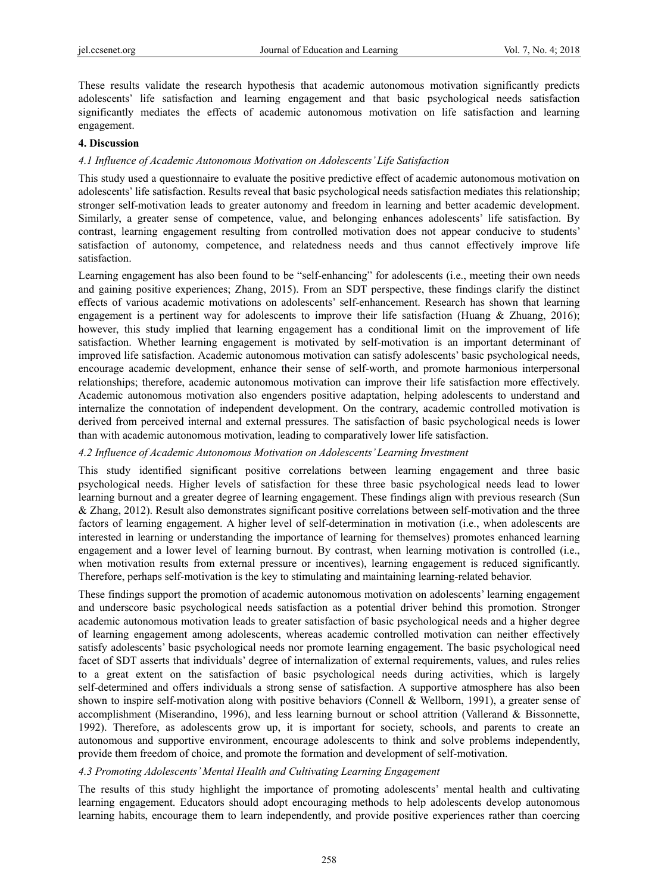These results validate the research hypothesis that academic autonomous motivation significantly predicts adolescents' life satisfaction and learning engagement and that basic psychological needs satisfaction significantly mediates the effects of academic autonomous motivation on life satisfaction and learning engagement.

## 4. Discussion

### *4.1 Influence of Academic Autonomous Motivation on Adolescents' Life Satisfaction*

This study used a questionnaire to evaluate the positive predictive effect of academic autonomous motivation on adolescents' life satisfaction. Results reveal that basic psychological needs satisfaction mediates this relationship; stronger self-motivation leads to greater autonomy and freedom in learning and better academic development. Similarly, a greater sense of competence, value, and belonging enhances adolescents' life satisfaction. By contrast, learning engagement resulting from controlled motivation does not appear conducive to students' satisfaction of autonomy, competence, and relatedness needs and thus cannot effectively improve life satisfaction.

Learning engagement has also been found to be "self-enhancing" for adolescents (i.e., meeting their own needs and gaining positive experiences; Zhang, 2015). From an SDT perspective, these findings clarify the distinct effects of various academic motivations on adolescents' self-enhancement. Research has shown that learning engagement is a pertinent way for adolescents to improve their life satisfaction (Huang & Zhuang, 2016); however, this study implied that learning engagement has a conditional limit on the improvement of life satisfaction. Whether learning engagement is motivated by self-motivation is an important determinant of improved life satisfaction. Academic autonomous motivation can satisfy adolescents' basic psychological needs, encourage academic development, enhance their sense of self-worth, and promote harmonious interpersonal relationships; therefore, academic autonomous motivation can improve their life satisfaction more effectively. Academic autonomous motivation also engenders positive adaptation, helping adolescents to understand and internalize the connotation of independent development. On the contrary, academic controlled motivation is derived from perceived internal and external pressures. The satisfaction of basic psychological needs is lower than with academic autonomous motivation, leading to comparatively lower life satisfaction.

### *4.2 Influence of Academic Autonomous Motivation on Adolescents' Learning Investment*

This study identified significant positive correlations between learning engagement and three basic psychological needs. Higher levels of satisfaction for these three basic psychological needs lead to lower learning burnout and a greater degree of learning engagement. These findings align with previous research (Sun & Zhang, 2012). Result also demonstrates significant positive correlations between self-motivation and the three factors of learning engagement. A higher level of self-determination in motivation (i.e., when adolescents are interested in learning or understanding the importance of learning for themselves) promotes enhanced learning engagement and a lower level of learning burnout. By contrast, when learning motivation is controlled (i.e., when motivation results from external pressure or incentives), learning engagement is reduced significantly. Therefore, perhaps self-motivation is the key to stimulating and maintaining learning-related behavior.

These findings support the promotion of academic autonomous motivation on adolescents' learning engagement and underscore basic psychological needs satisfaction as a potential driver behind this promotion. Stronger academic autonomous motivation leads to greater satisfaction of basic psychological needs and a higher degree of learning engagement among adolescents, whereas academic controlled motivation can neither effectively satisfy adolescents' basic psychological needs nor promote learning engagement. The basic psychological need facet of SDT asserts that individuals' degree of internalization of external requirements, values, and rules relies to a great extent on the satisfaction of basic psychological needs during activities, which is largely self-determined and offers individuals a strong sense of satisfaction. A supportive atmosphere has also been shown to inspire self-motivation along with positive behaviors (Connell & Wellborn, 1991), a greater sense of accomplishment (Miserandino, 1996), and less learning burnout or school attrition (Vallerand & Bissonnette, 1992). Therefore, as adolescents grow up, it is important for society, schools, and parents to create an autonomous and supportive environment, encourage adolescents to think and solve problems independently, provide them freedom of choice, and promote the formation and development of self-motivation.

### *4.3 Promoting Adolescents' Mental Health and Cultivating Learning Engagement*

The results of this study highlight the importance of promoting adolescents' mental health and cultivating learning engagement. Educators should adopt encouraging methods to help adolescents develop autonomous learning habits, encourage them to learn independently, and provide positive experiences rather than coercing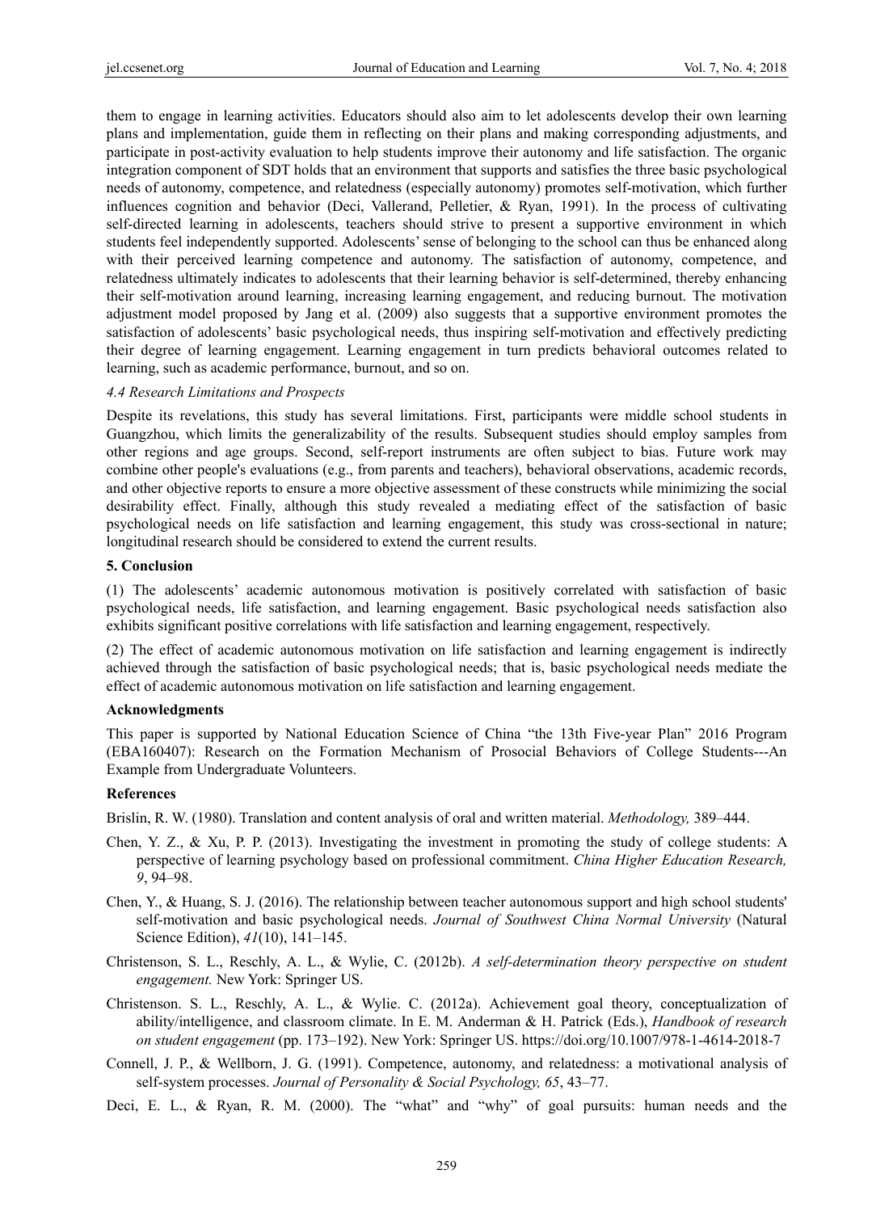them to engage in learning activities. Educators should also aim to let adolescents develop their own learning plans and implementation, guide them in reflecting on their plans and making corresponding adjustments, and participate in post-activity evaluation to help students improve their autonomy and life satisfaction. The organic integration component of SDT holds that an environment that supports and satisfies the three basic psychological needs of autonomy, competence, and relatedness (especially autonomy) promotes self-motivation, which further influences cognition and behavior (Deci, Vallerand, Pelletier, & Ryan, 1991). In the process of cultivating self-directed learning in adolescents, teachers should strive to present a supportive environment in which students feel independently supported. Adolescents' sense of belonging to the school can thus be enhanced along with their perceived learning competence and autonomy. The satisfaction of autonomy, competence, and relatedness ultimately indicates to adolescents that their learning behavior is self-determined, thereby enhancing their self-motivation around learning, increasing learning engagement, and reducing burnout. The motivation adjustment model proposed by Jang et al. (2009) also suggests that a supportive environment promotes the satisfaction of adolescents' basic psychological needs, thus inspiring self-motivation and effectively predicting their degree of learning engagement. Learning engagement in turn predicts behavioral outcomes related to learning, such as academic performance, burnout, and so on.

### *4.4 Research Limitations and Prospects*

Despite its revelations, this study has several limitations. First, participants were middle school students in Guangzhou, which limits the generalizability of the results. Subsequent studies should employ samples from other regions and age groups. Second, self-report instruments are often subject to bias. Future work may combine other people's evaluations (e.g., from parents and teachers), behavioral observations, academic records, and other objective reports to ensure a more objective assessment of these constructs while minimizing the social desirability effect. Finally, although this study revealed a mediating effect of the satisfaction of basic psychological needs on life satisfaction and learning engagement, this study was cross-sectional in nature; longitudinal research should be considered to extend the current results.

## 5. Conclusion

(1) The adolescents' academic autonomous motivation is positively correlated with satisfaction of basic psychological needs, life satisfaction, and learning engagement. Basic psychological needs satisfaction also exhibits significant positive correlations with life satisfaction and learning engagement, respectively.

(2) The effect of academic autonomous motivation on life satisfaction and learning engagement is indirectly achieved through the satisfaction of basic psychological needs; that is, basic psychological needs mediate the effect of academic autonomous motivation on life satisfaction and learning engagement.

## Acknowledgments

This paper is supported by National Education Science of China "the 13th Five-year Plan" 2016 Program (EBA160407): Research on the Formation Mechanism of Prosocial Behaviors of College Students---An Example from Undergraduate Volunteers.

## References

Brislin, R. W. (1980). Translation and content analysis of oral and written material. *Methodology,* 389–444.

Chen, Y. Z., & Xu, P. P. (2013). Investigating the investment in promoting the study of college students: A perspective of learning psychology based on professional commitment. *China Higher Education Research, 9*, 94–98.

Chen, Y., & Huang, S. J. (2016). The relationship between teacher autonomous support and high school students' self-motivation and basic psychological needs. *Journal of Southwest China Normal University* (Natural Science Edition), *41*(10), 141–145.

Christenson, S. L., Reschly, A. L., & Wylie, C. (2012b). *A self-determination theory perspective on student engagement.* New York: Springer US.

Christenson. S. L., Reschly, A. L., & Wylie. C. (2012a). Achievement goal theory, conceptualization of ability/intelligence, and classroom climate. In E. M. Anderman & H. Patrick (Eds.), *Handbook of research on student engagement* (pp. 173–192). New York: Springer US. https://doi.org/10.1007/978-1-4614-2018-7

Connell, J. P., & Wellborn, J. G. (1991). Competence, autonomy, and relatedness: a motivational analysis of self-system processes. *Journal of Personality & Social Psychology, 65*, 43–77.

Deci, E. L., & Ryan, R. M. (2000). The "what" and "why" of goal pursuits: human needs and the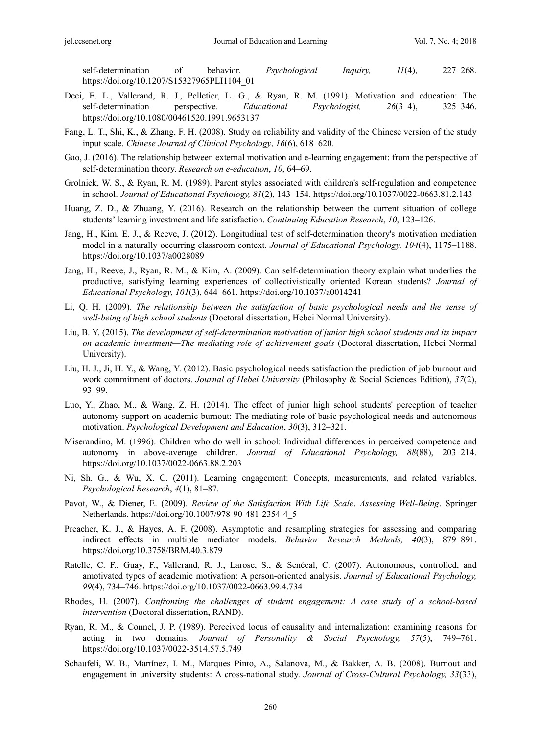self-determination of behavior. *Psychological Inquiry, 11*(4), 227–268. https://doi.org/10.1207/S15327965PLI1104_01

Deci, E. L., Vallerand, R. J., Pelletier, L. G., & Ryan, R. M. (1991). Motivation and education: The self-determination perspective. *Educational Psychologist, 26*(3–4), 325–346. https://doi.org/10.1080/00461520.1991.9653137

Fang, L. T., Shi, K., & Zhang, F. H. (2008). Study on reliability and validity of the Chinese version of the study input scale. *Chinese Journal of Clinical Psychology*, *16*(6), 618–620.

Gao, J. (2016). The relationship between external motivation and e-learning engagement: from the perspective of self-determination theory. *Research on e-education*, *10*, 64–69.

Grolnick, W. S., & Ryan, R. M. (1989). Parent styles associated with children's self-regulation and competence in school. *Journal of Educational Psychology, 81*(2), 143–154. https://doi.org/10.1037/0022-0663.81.2.143

Huang, Z. D., & Zhuang, Y. (2016). Research on the relationship between the current situation of college students' learning investment and life satisfaction. *Continuing Education Research*, *10*, 123–126.

Jang, H., Kim, E. J., & Reeve, J. (2012). Longitudinal test of self-determination theory's motivation mediation model in a naturally occurring classroom context. *Journal of Educational Psychology, 104*(4), 1175–1188. https://doi.org/10.1037/a0028089

Jang, H., Reeve, J., Ryan, R. M., & Kim, A. (2009). Can self-determination theory explain what underlies the productive, satisfying learning experiences of collectivistically oriented Korean students? *Journal of Educational Psychology, 101*(3), 644–661. https://doi.org/10.1037/a0014241

Li, Q. H. (2009). *The relationship between the satisfaction of basic psychological needs and the sense of well-being of high school students* (Doctoral dissertation, Hebei Normal University).

Liu, B. Y. (2015). *The development of self-determination motivation of junior high school students and its impact on academic investment—The mediating role of achievement goals* (Doctoral dissertation, Hebei Normal University).

Liu, H. J., Ji, H. Y., & Wang, Y. (2012). Basic psychological needs satisfaction the prediction of job burnout and work commitment of doctors. *Journal of Hebei University* (Philosophy & Social Sciences Edition), *37*(2), 93–99.

Luo, Y., Zhao, M., & Wang, Z. H. (2014). The effect of junior high school students' perception of teacher autonomy support on academic burnout: The mediating role of basic psychological needs and autonomous motivation. *Psychological Development and Education*, *30*(3), 312–321.

Miserandino, M. (1996). Children who do well in school: Individual differences in perceived competence and autonomy in above-average children. *Journal of Educational Psychology, 88*(88), 203–214. https://doi.org/10.1037/0022-0663.88.2.203

Ni, Sh. G., & Wu, X. C. (2011). Learning engagement: Concepts, measurements, and related variables. *Psychological Research*, *4*(1), 81–87.

Pavot, W., & Diener, E. (2009). *Review of the Satisfaction With Life Scale*. *Assessing Well-Being*. Springer Netherlands. https://doi.org/10.1007/978-90-481-2354-4_5

Preacher, K. J., & Hayes, A. F. (2008). Asymptotic and resampling strategies for assessing and comparing indirect effects in multiple mediator models. *Behavior Research Methods, 40*(3), 879–891. https://doi.org/10.3758/BRM.40.3.879

Ratelle, C. F., Guay, F., Vallerand, R. J., Larose, S., & Senécal, C. (2007). Autonomous, controlled, and amotivated types of academic motivation: A person-oriented analysis. *Journal of Educational Psychology, 99*(4), 734–746. https://doi.org/10.1037/0022-0663.99.4.734

Rhodes, H. (2007). *Confronting the challenges of student engagement: A case study of a school-based intervention* (Doctoral dissertation, RAND).

Ryan, R. M., & Connel, J. P. (1989). Perceived locus of causality and internalization: examining reasons for acting in two domains. *Journal of Personality & Social Psychology, 57*(5), 749–761. https://doi.org/10.1037/0022-3514.57.5.749

Schaufeli, W. B., Martínez, I. M., Marques Pinto, A., Salanova, M., & Bakker, A. B. (2008). Burnout and engagement in university students: A cross-national study. *Journal of Cross-Cultural Psychology, 33*(33),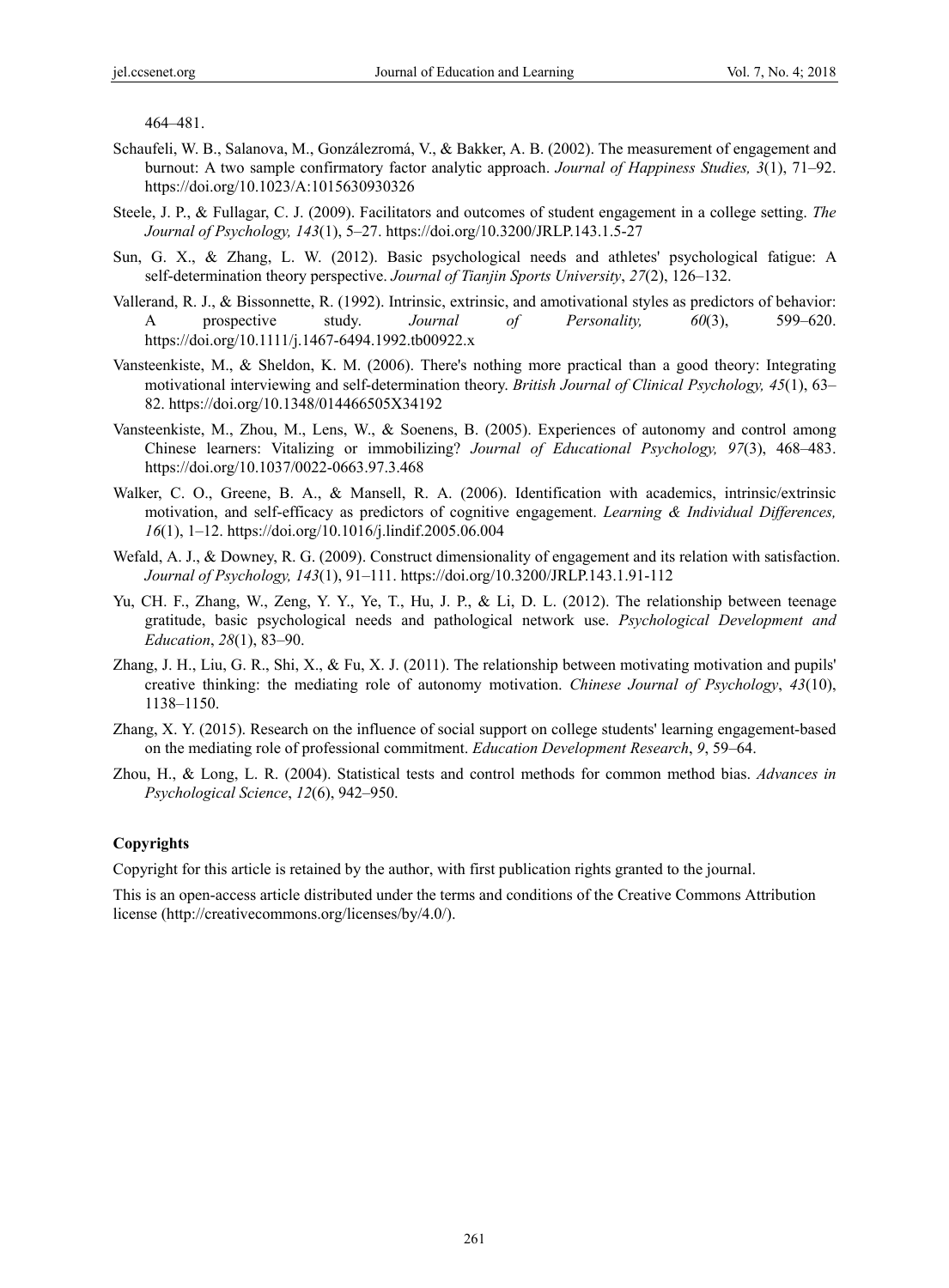464–481.

Schaufeli, W. B., Salanova, M., Gonzálezromá, V., & Bakker, A. B. (2002). The measurement of engagement and burnout: A two sample confirmatory factor analytic approach. *Journal of Happiness Studies, 3*(1), 71–92. https://doi.org/10.1023/A:1015630930326

Steele, J. P., & Fullagar, C. J. (2009). Facilitators and outcomes of student engagement in a college setting. *The Journal of Psychology, 143*(1), 5–27. https://doi.org/10.3200/JRLP.143.1.5-27

Sun, G. X., & Zhang, L. W. (2012). Basic psychological needs and athletes' psychological fatigue: A self-determination theory perspective. *Journal of Tianjin Sports University*, *27*(2), 126–132.

Vallerand, R. J., & Bissonnette, R. (1992). Intrinsic, extrinsic, and amotivational styles as predictors of behavior: A prospective study. *Journal of Personality, 60*(3), 599–620. https://doi.org/10.1111/j.1467-6494.1992.tb00922.x

Vansteenkiste, M., & Sheldon, K. M. (2006). There's nothing more practical than a good theory: Integrating motivational interviewing and self-determination theory. *British Journal of Clinical Psychology, 45*(1), 63–82. https://doi.org/10.1348/014466505X34192

Vansteenkiste, M., Zhou, M., Lens, W., & Soenens, B. (2005). Experiences of autonomy and control among Chinese learners: Vitalizing or immobilizing? *Journal of Educational Psychology, 97*(3), 468–483. https://doi.org/10.1037/0022-0663.97.3.468

Walker, C. O., Greene, B. A., & Mansell, R. A. (2006). Identification with academics, intrinsic/extrinsic motivation, and self-efficacy as predictors of cognitive engagement. *Learning & Individual Differences, 16*(1), 1–12. https://doi.org/10.1016/j.lindif.2005.06.004

Wefald, A. J., & Downey, R. G. (2009). Construct dimensionality of engagement and its relation with satisfaction. *Journal of Psychology, 143*(1), 91–111. https://doi.org/10.3200/JRLP.143.1.91-112

Yu, CH. F., Zhang, W., Zeng, Y. Y., Ye, T., Hu, J. P., & Li, D. L. (2012). The relationship between teenage gratitude, basic psychological needs and pathological network use. *Psychological Development and Education*, *28*(1), 83–90.

Zhang, J. H., Liu, G. R., Shi, X., & Fu, X. J. (2011). The relationship between motivating motivation and pupils' creative thinking: the mediating role of autonomy motivation. *Chinese Journal of Psychology*, *43*(10), 1138–1150.

Zhang, X. Y. (2015). Research on the influence of social support on college students' learning engagement-based on the mediating role of professional commitment. *Education Development Research*, *9*, 59–64.

Zhou, H., & Long, L. R. (2004). Statistical tests and control methods for common method bias. *Advances in Psychological Science*, *12*(6), 942–950.

### Copyrights

Copyright for this article is retained by the author, with first publication rights granted to the journal.

This is an open-access article distributed under the terms and conditions of the Creative Commons Attribution license (http://creativecommons.org/licenses/by/4.0/).